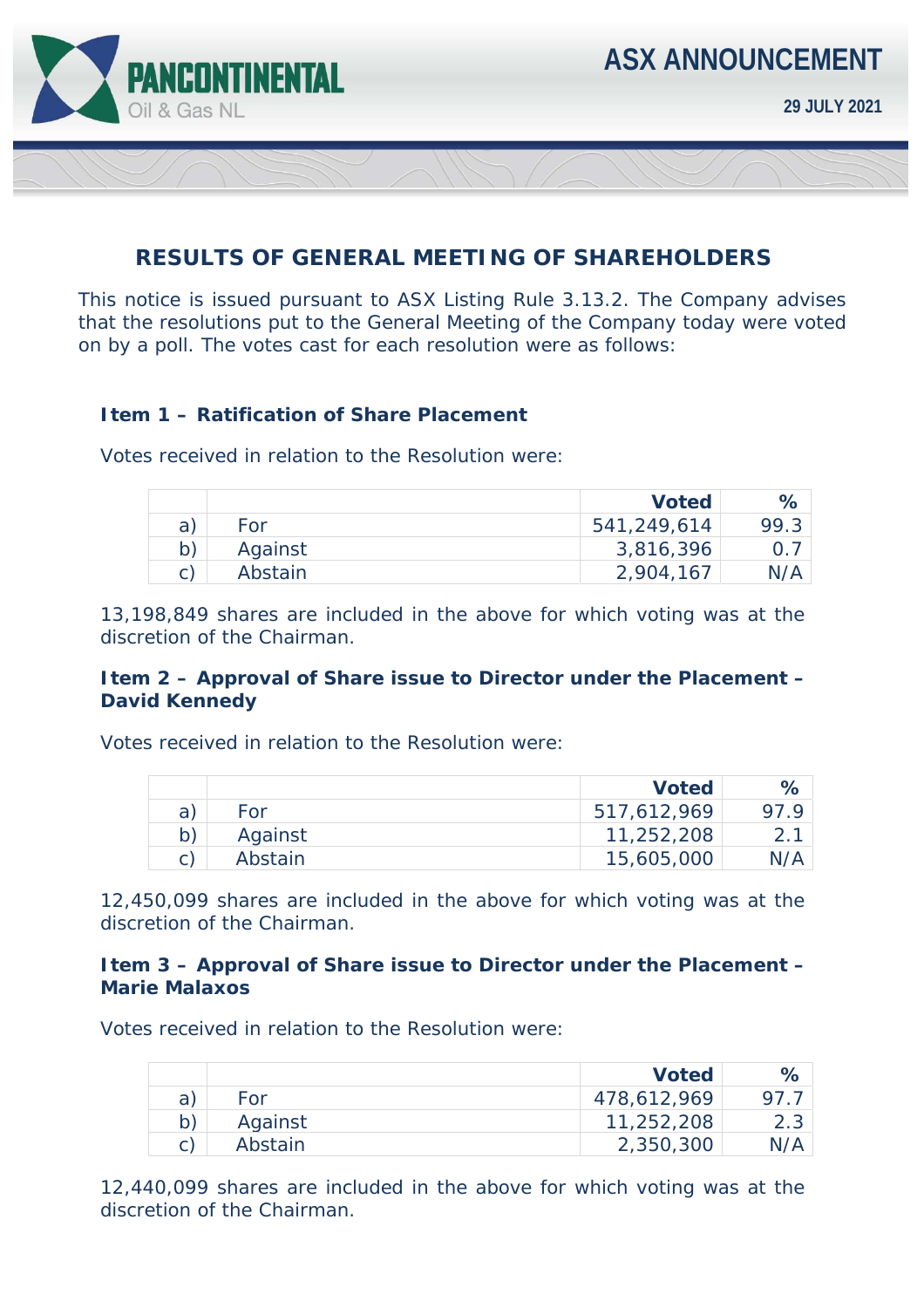PANCONTINENTAL Oil & Gas NL

# ASX ANNOUNCEMENT

**29 JULY 2021**

## RESULTS OF GENERAL MEETING OF SHAREHOLDERS

This notice is issued pursuant to ASX Listing Rule 3.13.2. The Company advises that the resolutions put to the General Meeting of the Company today were voted on by a poll. The votes cast for each resolution were as follows:

### Item 1 – Ratification of Share Placement

Votes received in relation to the Resolution were:

| | | Voted | % |
|---|---|---|---|
| a) | For | 541,249,614 | 99.3 |
| b) | Against | 3,816,396 | 0.7 |
| c) | Abstain | 2,904,167 | N/A |

13,198,849 shares are included in the above for which voting was at the discretion of the Chairman.

### Item 2 – Approval of Share issue to Director under the Placement – David Kennedy

Votes received in relation to the Resolution were:

| | | Voted | % |
|---|---|---|---|
| a) | For | 517,612,969 | 97.9 |
| b) | Against | 11,252,208 | 2.1 |
| c) | Abstain | 15,605,000 | N/A |

12,450,099 shares are included in the above for which voting was at the discretion of the Chairman.

### Item 3 – Approval of Share issue to Director under the Placement – Marie Malaxos

Votes received in relation to the Resolution were:

| | | Voted | % |
|---|---|---|---|
| a) | For | 478,612,969 | 97.7 |
| b) | Against | 11,252,208 | 2.3 |
| c) | Abstain | 2,350,300 | N/A |

12,440,099 shares are included in the above for which voting was at the discretion of the Chairman.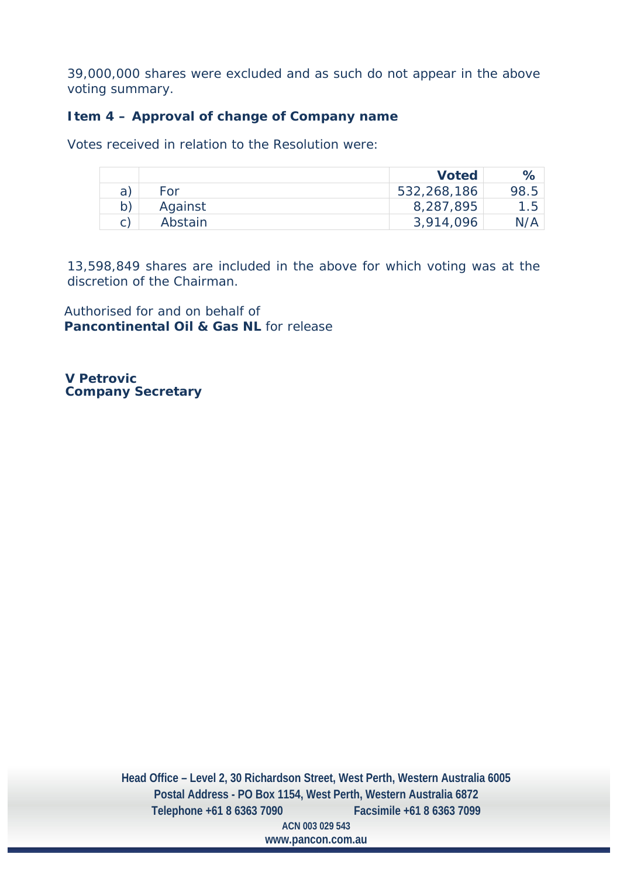39,000,000 shares were excluded and as such do not appear in the above voting summary.

### Item 4 – Approval of change of Company name

Votes received in relation to the Resolution were:

| | | Voted | % |
|---|---|---|---|
| a) | For | 532,268,186 | 98.5 |
| b) | Against | 8,287,895 | 1.5 |
| c) | Abstain | 3,914,096 | N/A |

13,598,849 shares are included in the above for which voting was at the discretion of the Chairman.

Authorised for and on behalf of
**Pancontinental Oil & Gas NL** for release

**V Petrovic**
**Company Secretary**

Head Office – Level 2, 30 Richardson Street, West Perth, Western Australia 6005
Postal Address - PO Box 1154, West Perth, Western Australia 6872
Telephone +61 8 6363 7090 Facsimile +61 8 6363 7099
ACN 003 029 543
www.pancon.com.au